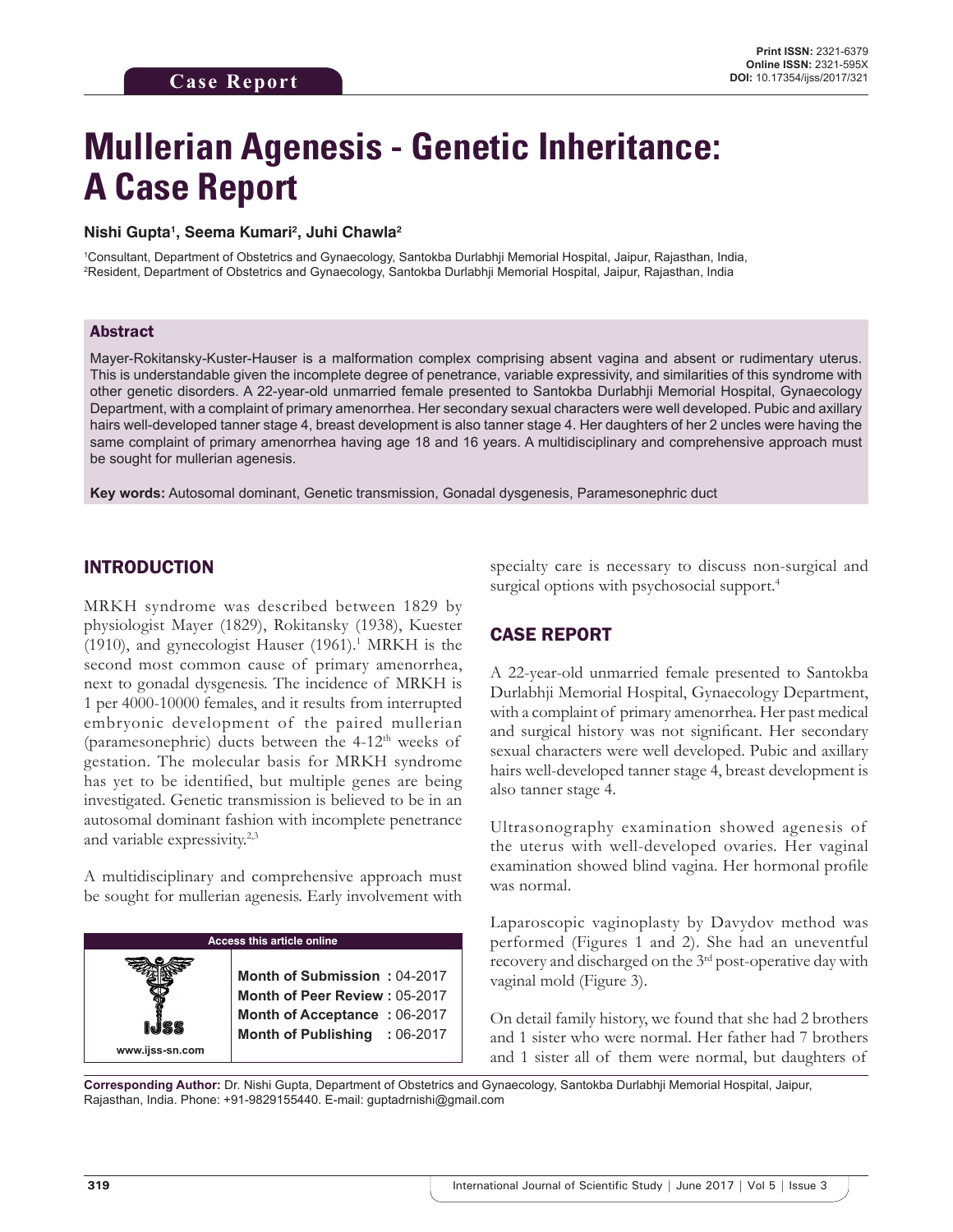Case Report

Print ISSN: 2321-6379
Online ISSN: 2321-595X
DOI: 10.17354/ijss/2017/321

# Mullerian Agenesis - Genetic Inheritance: A Case Report

**Nishi Gupta[1], Seema Kumari[2], Juhi Chawla[2]**

[1]Consultant, Department of Obstetrics and Gynaecology, Santokba Durlabhji Memorial Hospital, Jaipur, Rajasthan, India,
[2]Resident, Department of Obstetrics and Gynaecology, Santokba Durlabhji Memorial Hospital, Jaipur, Rajasthan, India

## Abstract

Mayer-Rokitansky-Kuster-Hauser is a malformation complex comprising absent vagina and absent or rudimentary uterus. This is understandable given the incomplete degree of penetrance, variable expressivity, and similarities of this syndrome with other genetic disorders. A 22-year-old unmarried female presented to Santokba Durlabhji Memorial Hospital, Gynaecology Department, with a complaint of primary amenorrhea. Her secondary sexual characters were well developed. Pubic and axillary hairs well-developed tanner stage 4, breast development is also tanner stage 4. Her daughters of her 2 uncles were having the same complaint of primary amenorrhea having age 18 and 16 years. A multidisciplinary and comprehensive approach must be sought for mullerian agenesis.

**Key words:** Autosomal dominant, Genetic transmission, Gonadal dysgenesis, Paramesonephric duct

## INTRODUCTION

MRKH syndrome was described between 1829 by physiologist Mayer (1829), Rokitansky (1938), Kuester (1910), and gynecologist Hauser (1961).[1] MRKH is the second most common cause of primary amenorrhea, next to gonadal dysgenesis. The incidence of MRKH is 1 per 4000-10000 females, and it results from interrupted embryonic development of the paired mullerian (paramesonephric) ducts between the 4-12th weeks of gestation. The molecular basis for MRKH syndrome has yet to be identified, but multiple genes are being investigated. Genetic transmission is believed to be in an autosomal dominant fashion with incomplete penetrance and variable expressivity.[2,3]

A multidisciplinary and comprehensive approach must be sought for mullerian agenesis. Early involvement with specialty care is necessary to discuss non-surgical and surgical options with psychosocial support.[4]

| Access this article online | |
|---|---|
| IJSS<br>www.ijss-sn.com | **Month of Submission :** 04-2017<br>**Month of Peer Review :** 05-2017<br>**Month of Acceptance :** 06-2017<br>**Month of Publishing :** 06-2017 |

## CASE REPORT

A 22-year-old unmarried female presented to Santokba Durlabhji Memorial Hospital, Gynaecology Department, with a complaint of primary amenorrhea. Her past medical and surgical history was not significant. Her secondary sexual characters were well developed. Pubic and axillary hairs well-developed tanner stage 4, breast development is also tanner stage 4.

Ultrasonography examination showed agenesis of the uterus with well-developed ovaries. Her vaginal examination showed blind vagina. Her hormonal profile was normal.

Laparoscopic vaginoplasty by Davydov method was performed (Figures 1 and 2). She had an uneventful recovery and discharged on the 3rd post-operative day with vaginal mold (Figure 3).

On detail family history, we found that she had 2 brothers and 1 sister who were normal. Her father had 7 brothers and 1 sister all of them were normal, but daughters of

**Corresponding Author:** Dr. Nishi Gupta, Department of Obstetrics and Gynaecology, Santokba Durlabhji Memorial Hospital, Jaipur, Rajasthan, India. Phone: +91-9829155440. E-mail: guptadrnishi@gmail.com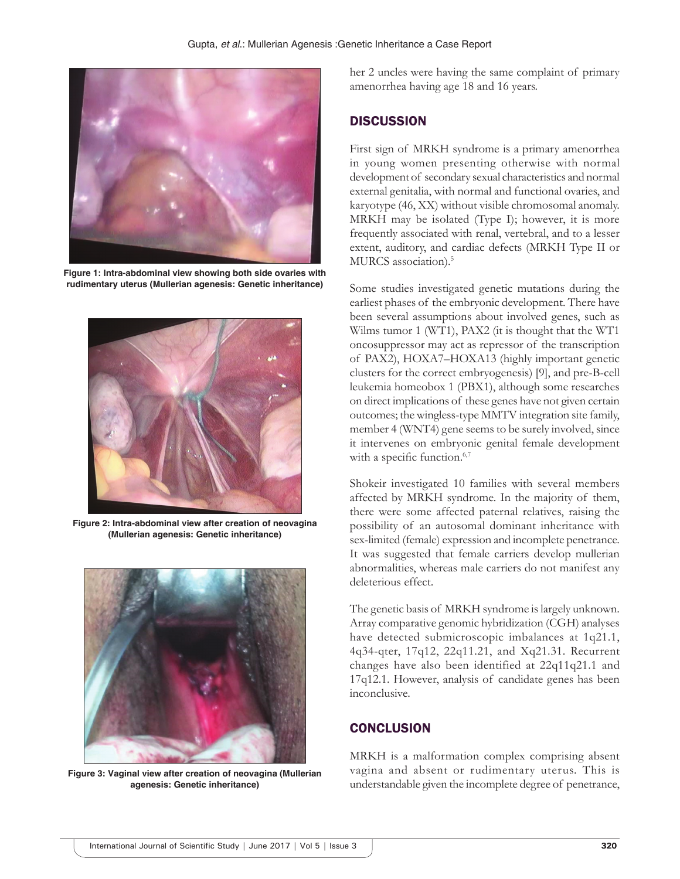Figure 1: Intra-abdominal view showing both side ovaries with rudimentary uterus (Mullerian agenesis: Genetic inheritance)

Figure 2: Intra-abdominal view after creation of neovagina (Mullerian agenesis: Genetic inheritance)

Figure 3: Vaginal view after creation of neovagina (Mullerian agenesis: Genetic inheritance)

her 2 uncles were having the same complaint of primary amenorrhea having age 18 and 16 years.

## DISCUSSION

First sign of MRKH syndrome is a primary amenorrhea in young women presenting otherwise with normal development of secondary sexual characteristics and normal external genitalia, with normal and functional ovaries, and karyotype (46, XX) without visible chromosomal anomaly. MRKH may be isolated (Type I); however, it is more frequently associated with renal, vertebral, and to a lesser extent, auditory, and cardiac defects (MRKH Type II or MURCS association).[5]

Some studies investigated genetic mutations during the earliest phases of the embryonic development. There have been several assumptions about involved genes, such as Wilms tumor 1 (WT1), PAX2 (it is thought that the WT1 oncosuppressor may act as repressor of the transcription of PAX2), HOXA7–HOXA13 (highly important genetic clusters for the correct embryogenesis) [9], and pre-B-cell leukemia homeobox 1 (PBX1), although some researches on direct implications of these genes have not given certain outcomes; the wingless-type MMTV integration site family, member 4 (WNT4) gene seems to be surely involved, since it intervenes on embryonic genital female development with a specific function.[6,7]

Shokeir investigated 10 families with several members affected by MRKH syndrome. In the majority of them, there were some affected paternal relatives, raising the possibility of an autosomal dominant inheritance with sex-limited (female) expression and incomplete penetrance. It was suggested that female carriers develop mullerian abnormalities, whereas male carriers do not manifest any deleterious effect.

The genetic basis of MRKH syndrome is largely unknown. Array comparative genomic hybridization (CGH) analyses have detected submicroscopic imbalances at 1q21.1, 4q34-qter, 17q12, 22q11.21, and Xq21.31. Recurrent changes have also been identified at 22q11q21.1 and 17q12.1. However, analysis of candidate genes has been inconclusive.

## CONCLUSION

MRKH is a malformation complex comprising absent vagina and absent or rudimentary uterus. This is understandable given the incomplete degree of penetrance,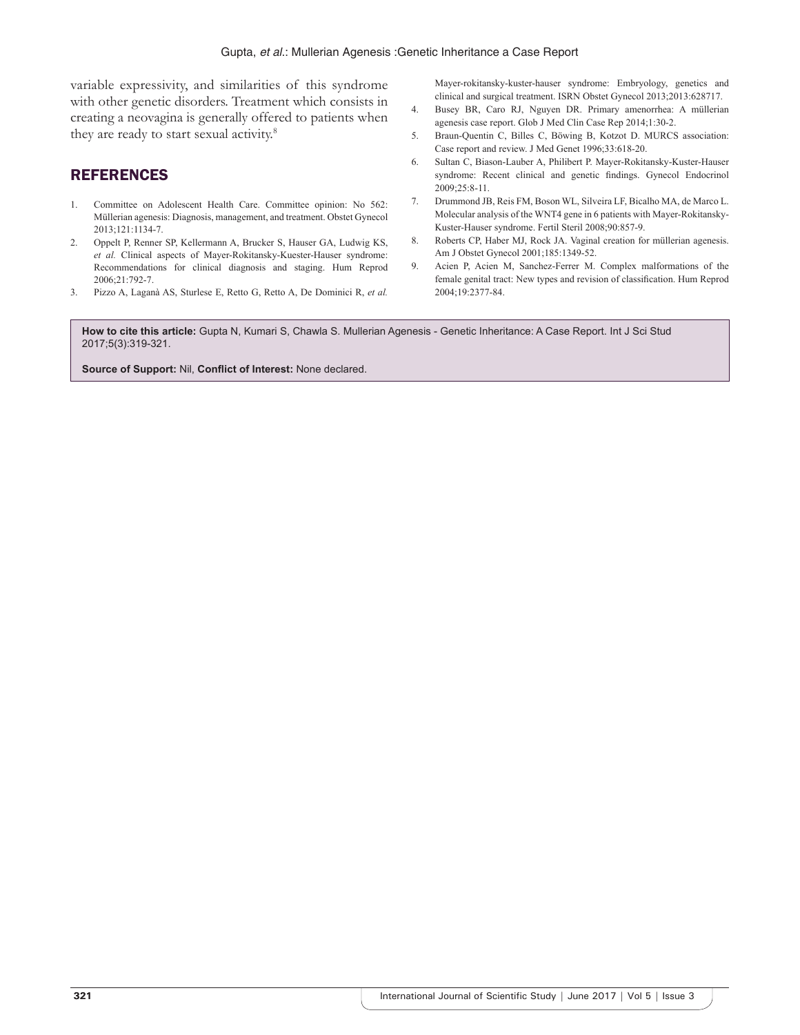variable expressivity, and similarities of this syndrome with other genetic disorders. Treatment which consists in creating a neovagina is generally offered to patients when they are ready to start sexual activity.[8]

## REFERENCES

1. Committee on Adolescent Health Care. Committee opinion: No 562: Müllerian agenesis: Diagnosis, management, and treatment. Obstet Gynecol 2013;121:1134-7.
2. Oppelt P, Renner SP, Kellermann A, Brucker S, Hauser GA, Ludwig KS, *et al.* Clinical aspects of Mayer-Rokitansky-Kuester-Hauser syndrome: Recommendations for clinical diagnosis and staging. Hum Reprod 2006;21:792-7.
3. Pizzo A, Laganà AS, Sturlese E, Retto G, Retto A, De Dominici R, *et al.* Mayer-rokitansky-kuster-hauser syndrome: Embryology, genetics and clinical and surgical treatment. ISRN Obstet Gynecol 2013;2013:628717.
4. Busey BR, Caro RJ, Nguyen DR. Primary amenorrhea: A müllerian agenesis case report. Glob J Med Clin Case Rep 2014;1:30-2.
5. Braun-Quentin C, Billes C, Böwing B, Kotzot D. MURCS association: Case report and review. J Med Genet 1996;33:618-20.
6. Sultan C, Biason-Lauber A, Philibert P. Mayer-Rokitansky-Kuster-Hauser syndrome: Recent clinical and genetic findings. Gynecol Endocrinol 2009;25:8-11.
7. Drummond JB, Reis FM, Boson WL, Silveira LF, Bicalho MA, de Marco L. Molecular analysis of the WNT4 gene in 6 patients with Mayer-Rokitansky-Kuster-Hauser syndrome. Fertil Steril 2008;90:857-9.
8. Roberts CP, Haber MJ, Rock JA. Vaginal creation for müllerian agenesis. Am J Obstet Gynecol 2001;185:1349-52.
9. Acien P, Acien M, Sanchez-Ferrer M. Complex malformations of the female genital tract: New types and revision of classification. Hum Reprod 2004;19:2377-84.

**How to cite this article:** Gupta N, Kumari S, Chawla S. Mulleriam Agenesis - Genetic Inheritance: A Case Report. Int J Sci Stud 2017;5(3):319-321.

**Source of Support:** Nil, **Conflict of Interest:** None declared.